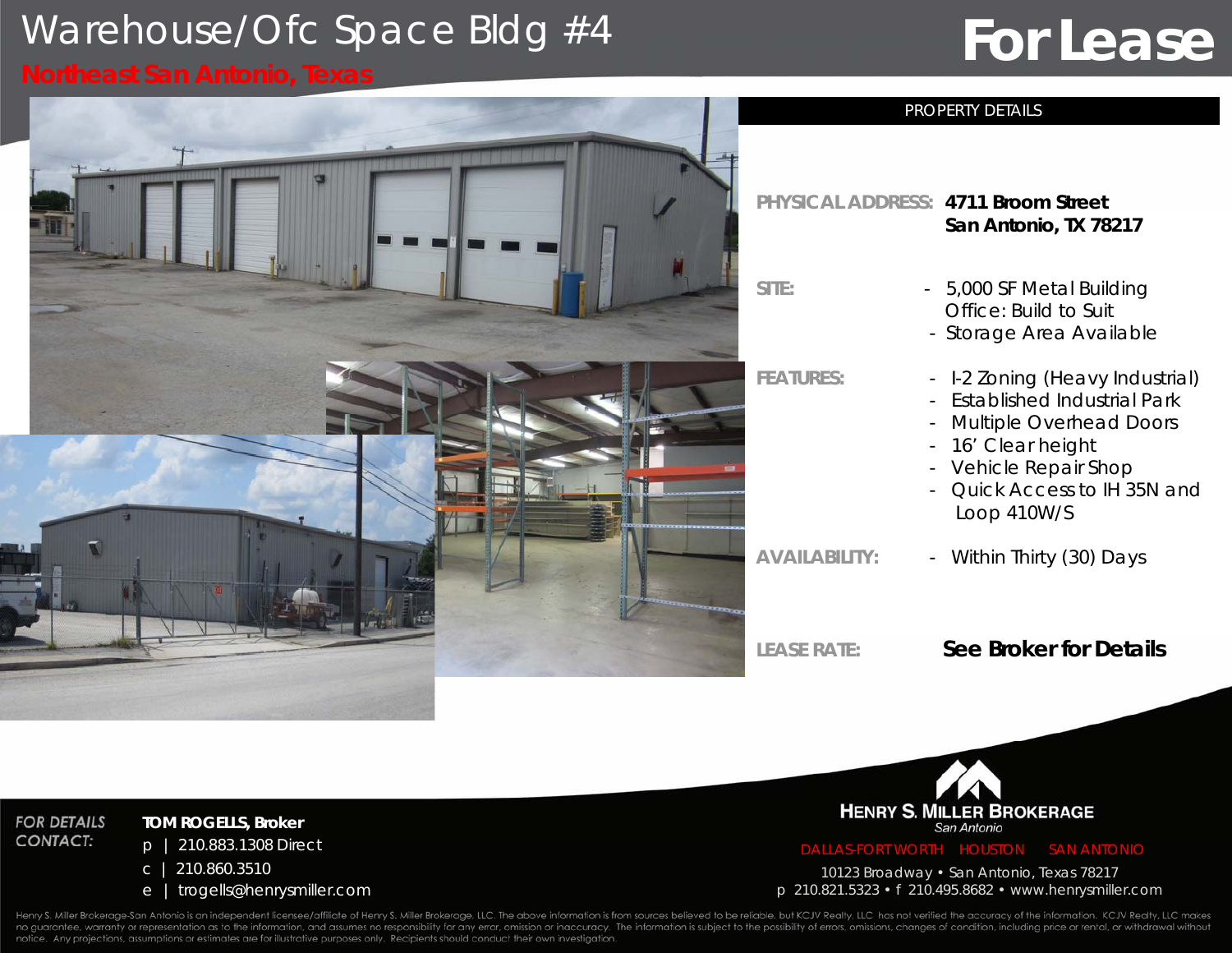# Warehouse/Ofc Space Bldg #4

**Northeast San Antonio, Texas**

## For Lease

### PROPERTY DETAILS

**PHYSICAL ADDRESS:** **4711 Broom Street**
**San Antonio, TX 78217**

**SITE:**
- 5,000 SF Metal Building
  Office: Build to Suit
- Storage Area Available

**FEATURES:**
- I-2 Zoning (Heavy Industrial)
- Established Industrial Park
- Multiple Overhead Doors
- 16' Clear height
- Vehicle Repair Shop
- Quick Access to IH 35N and Loop 410W/S

**AVAILABILITY:**
- Within Thirty (30) Days

**LEASE RATE:** **See Broker for Details**

**FOR DETAILS CONTACT:**

**TOM ROGELLS, Broker**
p | 210.883.1308 Direct
c | 210.860.3510
e | trogells@henrysmiller.com

**HENRY S. MILLER BROKERAGE**
*San Antonio*

DALLAS-FORT WORTH HOUSTON SAN ANTONIO

10123 Broadway • San Antonio, Texas 78217
p 210.821.5323 • f 210.495.8682 • www.henrysmiller.com

Henry S. Miller Brokerage-San Antonio is an independent licensee/affiliate of Henry S. Miller Brokerage, LLC. The above information is from sources believed to be reliable, but KCJV Realty, LLC has not verified the accuracy of the information. KCJV Realty, LLC makes no guarantee, warranty or representation as to the information, and assumes no responsibility for any error, omission or inaccuracy. The information is subject to the possibility of errors, omissions, changes of condition, including price or rental, or withdrawal without notice. Any projections, assumptions or estimates are for illustrative purposes only. Recipients should conduct their own investigation.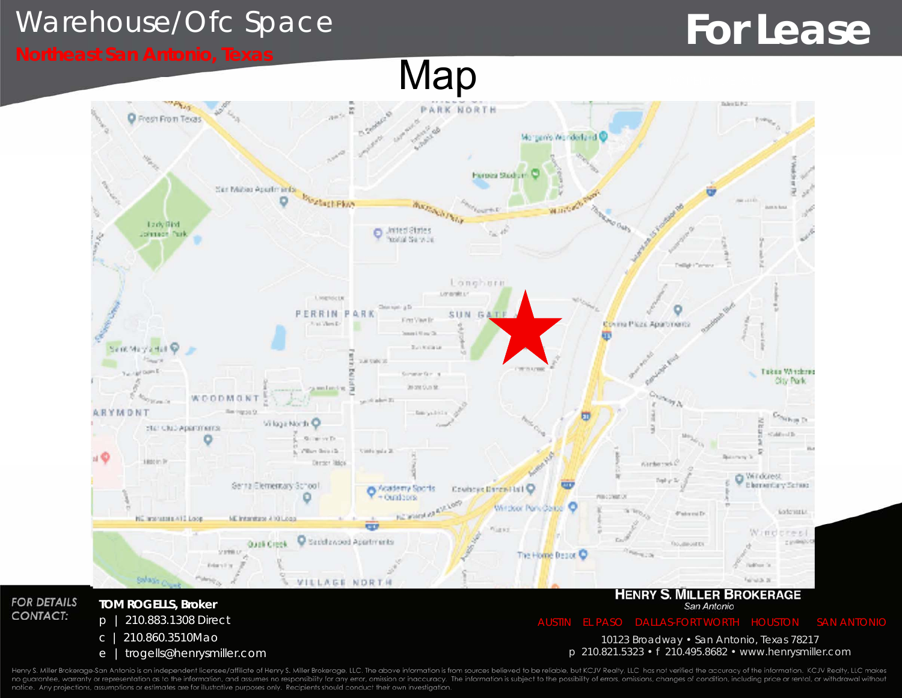# Warehouse/Ofc Space

**Northeast San Antonio, Texas**

# For Lease

## Map

*FOR DETAILS CONTACT:*

**TOM ROGELLS, Broker**

p | 210.883.1308 Direct

c | 210.860.3510Mao

e | trogells@henrysmiller.com

**HENRY S. MILLER BROKERAGE**

*San Antonio*

AUSTIN EL PASO DALLAS-FORT WORTH HOUSTON SAN ANTONIO

10123 Broadway • San Antonio, Texas 78217

p 210.821.5323 • f 210.495.8682 • www.henrysmiller.com

Henry S. Miller Brokerage-San Antonio is an independent licensee/affiliate of Henry S. Miller Brokerage, LLC. The above information is from sources believed to be reliable, but KCJV Realty, LLC has not verified the accuracy of the information. KCJV Realty, LLC makes no guarantee, warranty or representation as to the information, and assumes no responsibility for any error, omission or inaccuracy. The information is subject to the possibility of errors, omissions, changes of condition, including price or rental, or withdrawal without notice. Any projections, assumptions or estimates are for illustrative purposes only. Recipients should conduct their own investigation.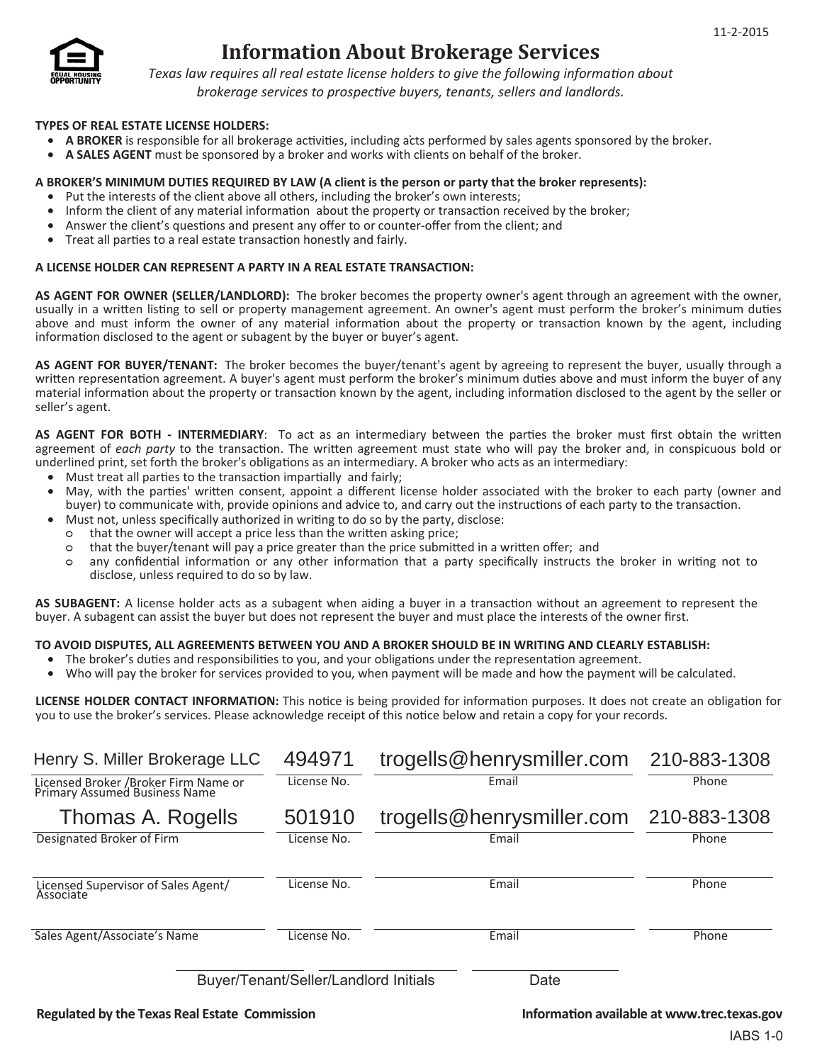11-2-2015

# Information About Brokerage Services

*Texas law requires all real estate license holders to give the following information about brokerage services to prospective buyers, tenants, sellers and landlords.*

**TYPES OF REAL ESTATE LICENSE HOLDERS:**

- **A BROKER** is responsible for all brokerage activities, including acts performed by sales agents sponsored by the broker.
- **A SALES AGENT** must be sponsored by a broker and works with clients on behalf of the broker.

**A BROKER'S MINIMUM DUTIES REQUIRED BY LAW (A client is the person or party that the broker represents):**

- Put the interests of the client above all others, including the broker's own interests;
- Inform the client of any material information about the property or transaction received by the broker;
- Answer the client's questions and present any offer to or counter-offer from the client; and
- Treat all parties to a real estate transaction honestly and fairly.

**A LICENSE HOLDER CAN REPRESENT A PARTY IN A REAL ESTATE TRANSACTION:**

**AS AGENT FOR OWNER (SELLER/LANDLORD):** The broker becomes the property owner's agent through an agreement with the owner, usually in a written listing to sell or property management agreement. An owner's agent must perform the broker's minimum duties above and must inform the owner of any material information about the property or transaction known by the agent, including information disclosed to the agent or subagent by the buyer or buyer's agent.

**AS AGENT FOR BUYER/TENANT:** The broker becomes the buyer/tenant's agent by agreeing to represent the buyer, usually through a written representation agreement. A buyer's agent must perform the broker's minimum duties above and must inform the buyer of any material information about the property or transaction known by the agent, including information disclosed to the agent by the seller or seller's agent.

**AS AGENT FOR BOTH - INTERMEDIARY**: To act as an intermediary between the parties the broker must first obtain the written agreement of *each party* to the transaction. The written agreement must state who will pay the broker and, in conspicuous bold or underlined print, set forth the broker's obligations as an intermediary. A broker who acts as an intermediary:

- Must treat all parties to the transaction impartially and fairly;
- May, with the parties' written consent, appoint a different license holder associated with the broker to each party (owner and buyer) to communicate with, provide opinions and advice to, and carry out the instructions of each party to the transaction.
- Must not, unless specifically authorized in writing to do so by the party, disclose:
  - that the owner will accept a price less than the written asking price;
  - that the buyer/tenant will pay a price greater than the price submitted in a written offer; and
  - any confidential information or any other information that a party specifically instructs the broker in writing not to disclose, unless required to do so by law.

**AS SUBAGENT:** A license holder acts as a subagent when aiding a buyer in a transaction without an agreement to represent the buyer. A subagent can assist the buyer but does not represent the buyer and must place the interests of the owner first.

**TO AVOID DISPUTES, ALL AGREEMENTS BETWEEN YOU AND A BROKER SHOULD BE IN WRITING AND CLEARLY ESTABLISH:**

- The broker's duties and responsibilities to you, and your obligations under the representation agreement.
- Who will pay the broker for services provided to you, when payment will be made and how the payment will be calculated.

**LICENSE HOLDER CONTACT INFORMATION:** This notice is being provided for information purposes. It does not create an obligation for you to use the broker's services. Please acknowledge receipt of this notice below and retain a copy for your records.

| | | | |
|---|---|---|---|
| Henry S. Miller Brokerage LLC | 494971 | trogells@henrysmiller.com | 210-883-1308 |
| Licensed Broker /Broker Firm Name or Primary Assumed Business Name | License No. | Email | Phone |
| Thomas A. Rogells | 501910 | trogells@henrysmiller.com | 210-883-1308 |
| Designated Broker of Firm | License No. | Email | Phone |
| | | | |
| Licensed Supervisor of Sales Agent/ Associate | License No. | Email | Phone |
| | | | |
| Sales Agent/Associate's Name | License No. | Email | Phone |

Buyer/Tenant/Seller/Landlord Initials ____________ ____________ Date ____________

**Regulated by the Texas Real Estate Commission** **Information available at www.trec.texas.gov**

IABS 1-0